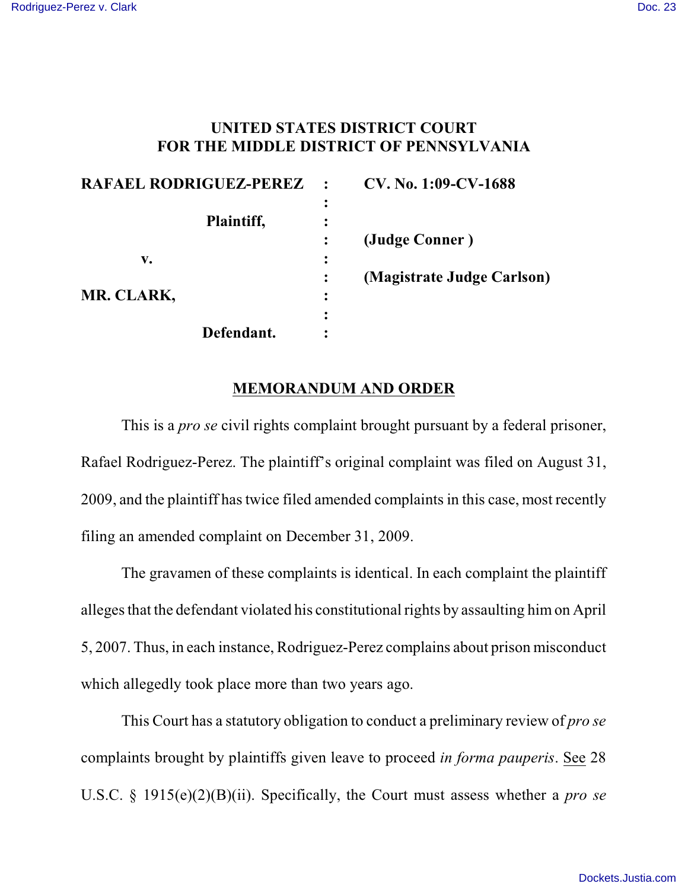# UNITED STATES DISTRICT COURT FOR THE MIDDLE DISTRICT OF PENNSYLVANIA

| | | |
|---|---|---|
| **RAFAEL RODRIGUEZ-PEREZ** | : | **CV. No. 1:09-CV-1688** |
| | : | |
| **Plaintiff,** | : | |
| | : | **(Judge Conner )** |
| **v.** | : | |
| | : | **(Magistrate Judge Carlson)** |
| **MR. CLARK,** | : | |
| | : | |
| **Defendant.** | : | |

## MEMORANDUM AND ORDER

This is a *pro se* civil rights complaint brought pursuant by a federal prisoner, Rafael Rodriguez-Perez. The plaintiff's original complaint was filed on August 31, 2009, and the plaintiff has twice filed amended complaints in this case, most recently filing an amended complaint on December 31, 2009.

The gravamen of these complaints is identical. In each complaint the plaintiff alleges that the defendant violated his constitutional rights by assaulting him on April 5, 2007. Thus, in each instance, Rodriguez-Perez complains about prison misconduct which allegedly took place more than two years ago.

This Court has a statutory obligation to conduct a preliminary review of *pro se* complaints brought by plaintiffs given leave to proceed *in forma pauperis*. See 28 U.S.C. § 1915(e)(2)(B)(ii). Specifically, the Court must assess whether a *pro se*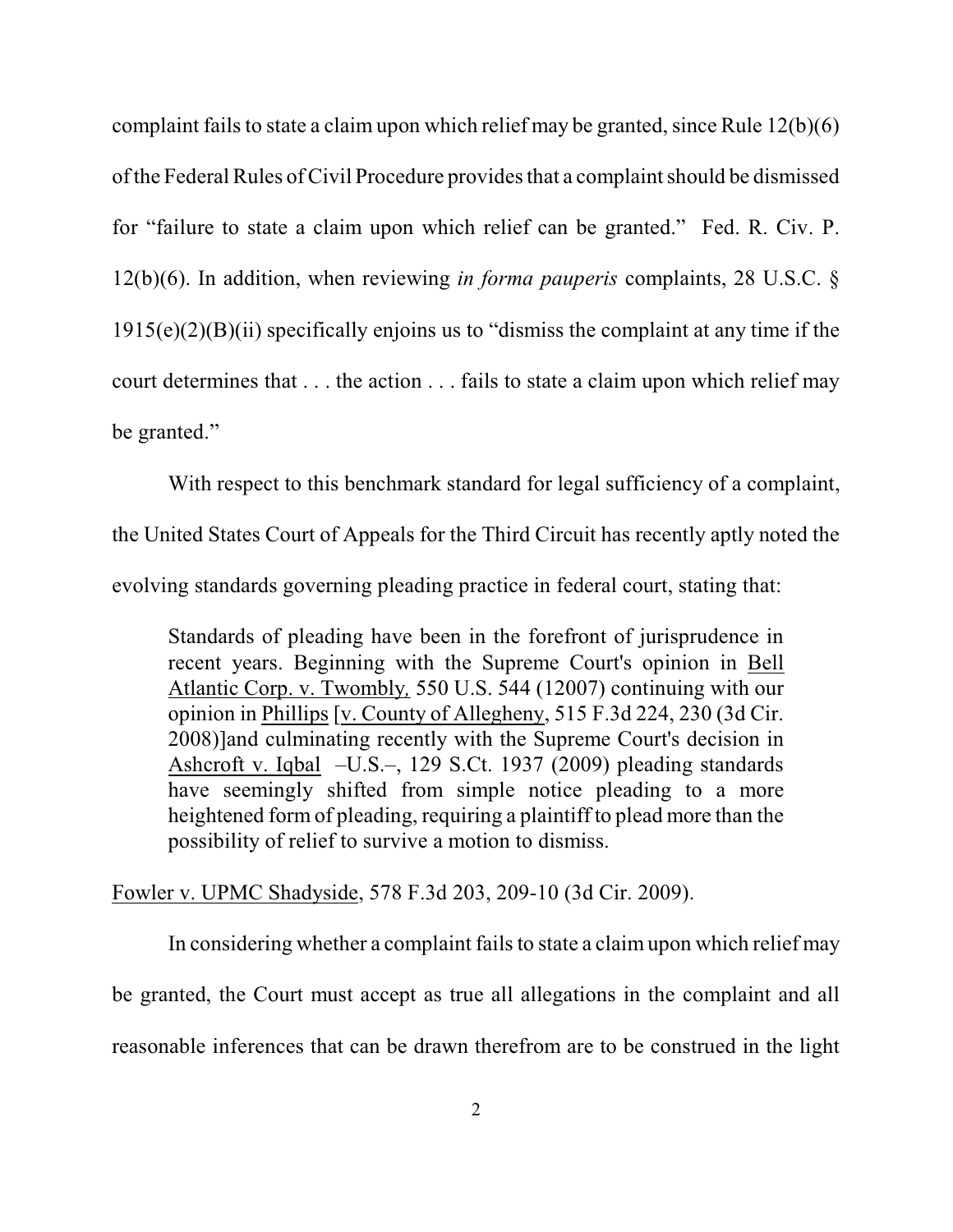complaint fails to state a claim upon which relief may be granted, since Rule 12(b)(6) of the Federal Rules of Civil Procedure provides that a complaint should be dismissed for "failure to state a claim upon which relief can be granted." Fed. R. Civ. P. 12(b)(6). In addition, when reviewing *in forma pauperis* complaints, 28 U.S.C. § 1915(e)(2)(B)(ii) specifically enjoins us to "dismiss the complaint at any time if the court determines that . . . the action . . . fails to state a claim upon which relief may be granted."

With respect to this benchmark standard for legal sufficiency of a complaint, the United States Court of Appeals for the Third Circuit has recently aptly noted the evolving standards governing pleading practice in federal court, stating that:

> Standards of pleading have been in the forefront of jurisprudence in recent years. Beginning with the Supreme Court's opinion in Bell Atlantic Corp. v. Twombly, 550 U.S. 544 (12007) continuing with our opinion in Phillips [v. County of Allegheny, 515 F.3d 224, 230 (3d Cir. 2008)]and culminating recently with the Supreme Court's decision in Ashcroft v. Iqbal –U.S.–, 129 S.Ct. 1937 (2009) pleading standards have seemingly shifted from simple notice pleading to a more heightened form of pleading, requiring a plaintiff to plead more than the possibility of relief to survive a motion to dismiss.

Fowler v. UPMC Shadyside, 578 F.3d 203, 209-10 (3d Cir. 2009).

In considering whether a complaint fails to state a claim upon which relief may be granted, the Court must accept as true all allegations in the complaint and all reasonable inferences that can be drawn therefrom are to be construed in the light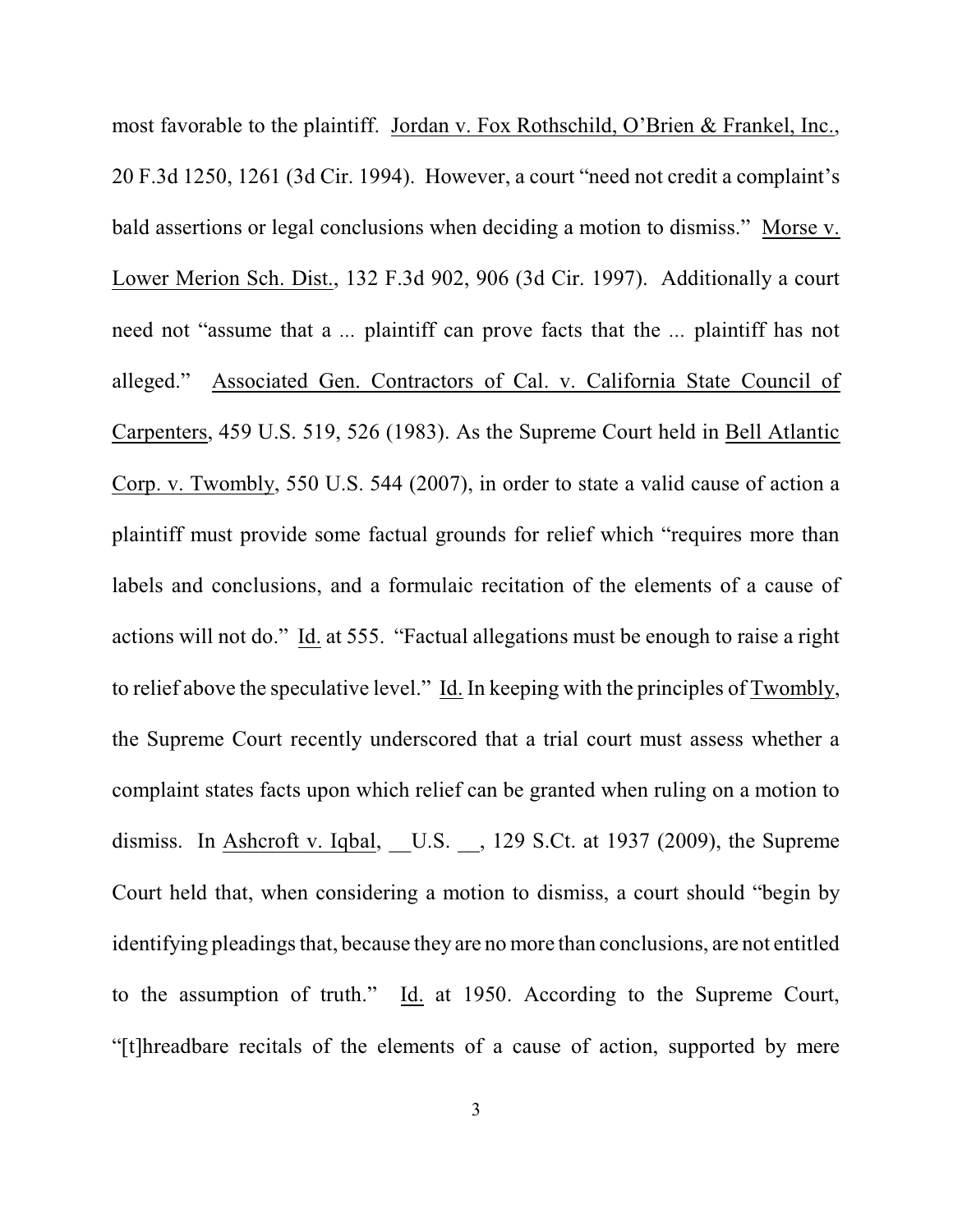most favorable to the plaintiff. Jordan v. Fox Rothschild, O'Brien & Frankel, Inc., 20 F.3d 1250, 1261 (3d Cir. 1994). However, a court "need not credit a complaint's bald assertions or legal conclusions when deciding a motion to dismiss." Morse v. Lower Merion Sch. Dist., 132 F.3d 902, 906 (3d Cir. 1997). Additionally a court need not "assume that a ... plaintiff can prove facts that the ... plaintiff has not alleged." Associated Gen. Contractors of Cal. v. California State Council of Carpenters, 459 U.S. 519, 526 (1983). As the Supreme Court held in Bell Atlantic Corp. v. Twombly, 550 U.S. 544 (2007), in order to state a valid cause of action a plaintiff must provide some factual grounds for relief which "requires more than labels and conclusions, and a formulaic recitation of the elements of a cause of actions will not do." Id. at 555. "Factual allegations must be enough to raise a right to relief above the speculative level." Id. In keeping with the principles of Twombly, the Supreme Court recently underscored that a trial court must assess whether a complaint states facts upon which relief can be granted when ruling on a motion to dismiss. In Ashcroft v. Iqbal, __U.S. __, 129 S.Ct. at 1937 (2009), the Supreme Court held that, when considering a motion to dismiss, a court should "begin by identifying pleadings that, because they are no more than conclusions, are not entitled to the assumption of truth." Id. at 1950. According to the Supreme Court, "[t]hreadbare recitals of the elements of a cause of action, supported by mere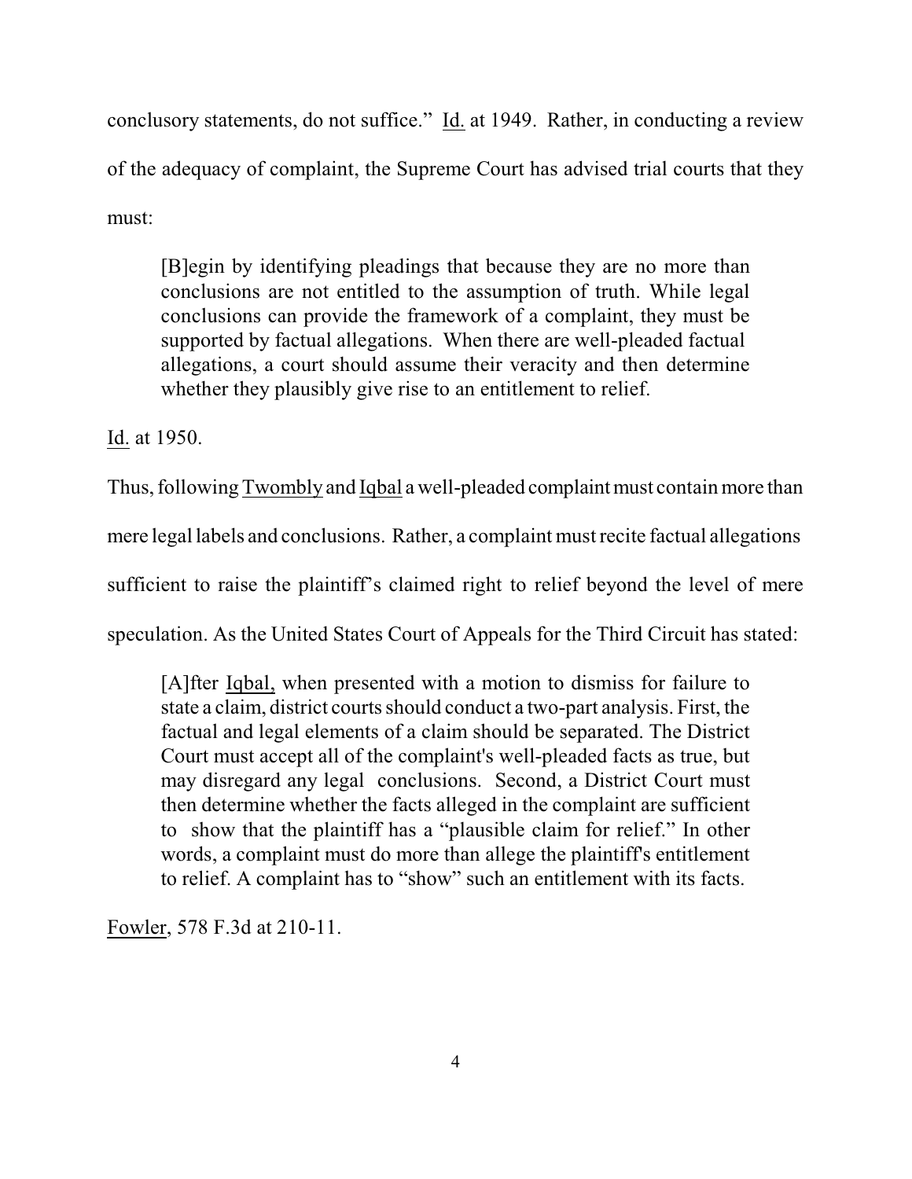conclusory statements, do not suffice." Id. at 1949. Rather, in conducting a review of the adequacy of complaint, the Supreme Court has advised trial courts that they must:

> [B]egin by identifying pleadings that because they are no more than conclusions are not entitled to the assumption of truth. While legal conclusions can provide the framework of a complaint, they must be supported by factual allegations. When there are well-pleaded factual allegations, a court should assume their veracity and then determine whether they plausibly give rise to an entitlement to relief.

Id. at 1950.

Thus, following Twombly and Iqbal a well-pleaded complaint must contain more than mere legal labels and conclusions. Rather, a complaint must recite factual allegations sufficient to raise the plaintiff's claimed right to relief beyond the level of mere speculation. As the United States Court of Appeals for the Third Circuit has stated:

> [A]fter Iqbal, when presented with a motion to dismiss for failure to state a claim, district courts should conduct a two-part analysis. First, the factual and legal elements of a claim should be separated. The District Court must accept all of the complaint's well-pleaded facts as true, but may disregard any legal conclusions. Second, a District Court must then determine whether the facts alleged in the complaint are sufficient to show that the plaintiff has a "plausible claim for relief." In other words, a complaint must do more than allege the plaintiff's entitlement to relief. A complaint has to "show" such an entitlement with its facts.

Fowler, 578 F.3d at 210-11.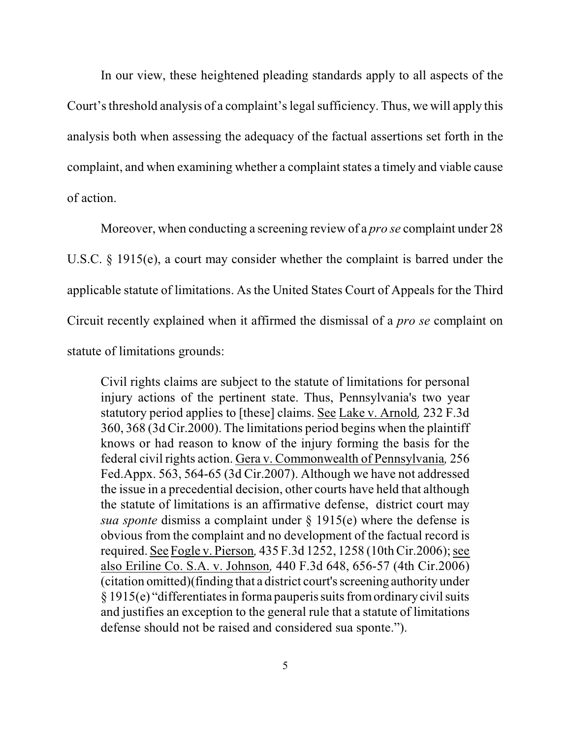In our view, these heightened pleading standards apply to all aspects of the Court's threshold analysis of a complaint's legal sufficiency. Thus, we will apply this analysis both when assessing the adequacy of the factual assertions set forth in the complaint, and when examining whether a complaint states a timely and viable cause of action.

Moreover, when conducting a screening review of a *pro se* complaint under 28 U.S.C. § 1915(e), a court may consider whether the complaint is barred under the applicable statute of limitations. As the United States Court of Appeals for the Third Circuit recently explained when it affirmed the dismissal of a *pro se* complaint on statute of limitations grounds:

> Civil rights claims are subject to the statute of limitations for personal injury actions of the pertinent state. Thus, Pennsylvania's two year statutory period applies to [these] claims. See Lake v. Arnold, 232 F.3d 360, 368 (3d Cir.2000). The limitations period begins when the plaintiff knows or had reason to know of the injury forming the basis for the federal civil rights action. Gera v. Commonwealth of Pennsylvania, 256 Fed.Appx. 563, 564-65 (3d Cir.2007). Although we have not addressed the issue in a precedential decision, other courts have held that although the statute of limitations is an affirmative defense, district court may *sua sponte* dismiss a complaint under § 1915(e) where the defense is obvious from the complaint and no development of the factual record is required. See Fogle v. Pierson, 435 F.3d 1252, 1258 (10th Cir.2006); see also Eriline Co. S.A. v. Johnson, 440 F.3d 648, 656-57 (4th Cir.2006) (citation omitted)(finding that a district court's screening authority under § 1915(e) "differentiates in forma pauperis suits from ordinary civil suits and justifies an exception to the general rule that a statute of limitations defense should not be raised and considered sua sponte.").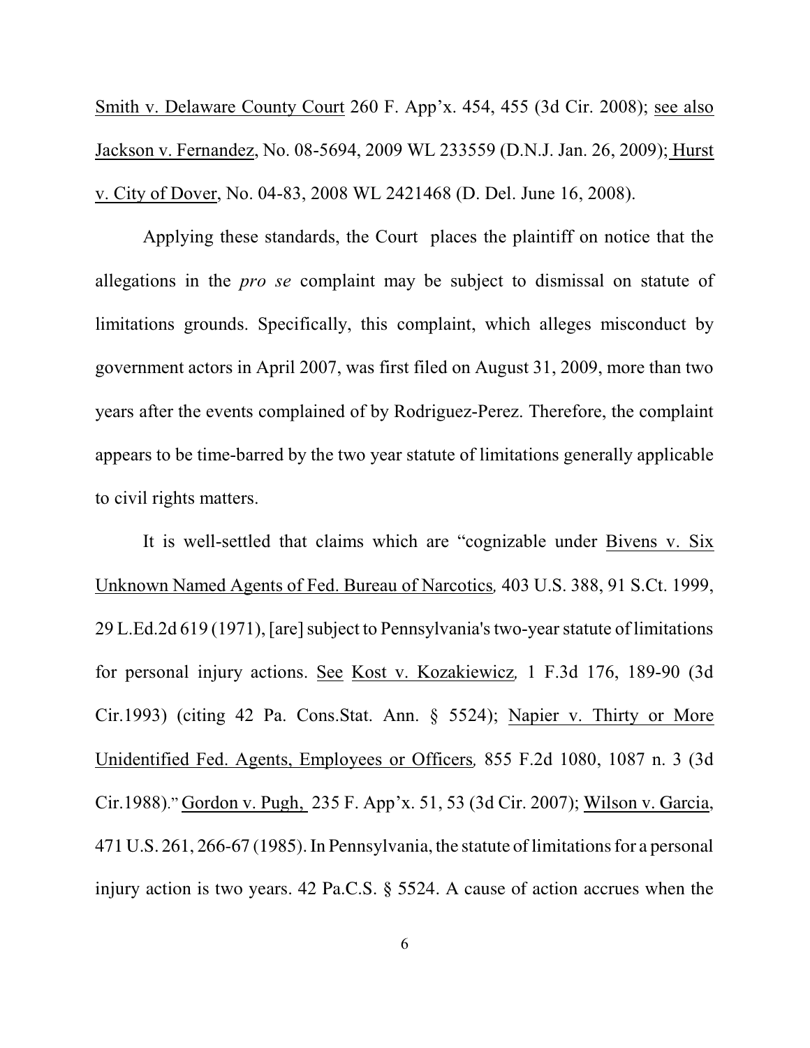Smith v. Delaware County Court 260 F. App'x. 454, 455 (3d Cir. 2008); see also Jackson v. Fernandez, No. 08-5694, 2009 WL 233559 (D.N.J. Jan. 26, 2009); Hurst v. City of Dover, No. 04-83, 2008 WL 2421468 (D. Del. June 16, 2008).

Applying these standards, the Court places the plaintiff on notice that the allegations in the *pro se* complaint may be subject to dismissal on statute of limitations grounds. Specifically, this complaint, which alleges misconduct by government actors in April 2007, was first filed on August 31, 2009, more than two years after the events complained of by Rodriguez-Perez. Therefore, the complaint appears to be time-barred by the two year statute of limitations generally applicable to civil rights matters.

It is well-settled that claims which are "cognizable under Bivens v. Six Unknown Named Agents of Fed. Bureau of Narcotics*,* 403 U.S. 388, 91 S.Ct. 1999, 29 L.Ed.2d 619 (1971), [are] subject to Pennsylvania's two-year statute of limitations for personal injury actions. See Kost v. Kozakiewicz*,* 1 F.3d 176, 189-90 (3d Cir.1993) (citing 42 Pa. Cons.Stat. Ann. § 5524); Napier v. Thirty or More Unidentified Fed. Agents, Employees or Officers*,* 855 F.2d 1080, 1087 n. 3 (3d Cir.1988)." Gordon v. Pugh, 235 F. App'x. 51, 53 (3d Cir. 2007); Wilson v. Garcia, 471 U.S. 261, 266-67 (1985). In Pennsylvania, the statute of limitations for a personal injury action is two years. 42 Pa.C.S. § 5524. A cause of action accrues when the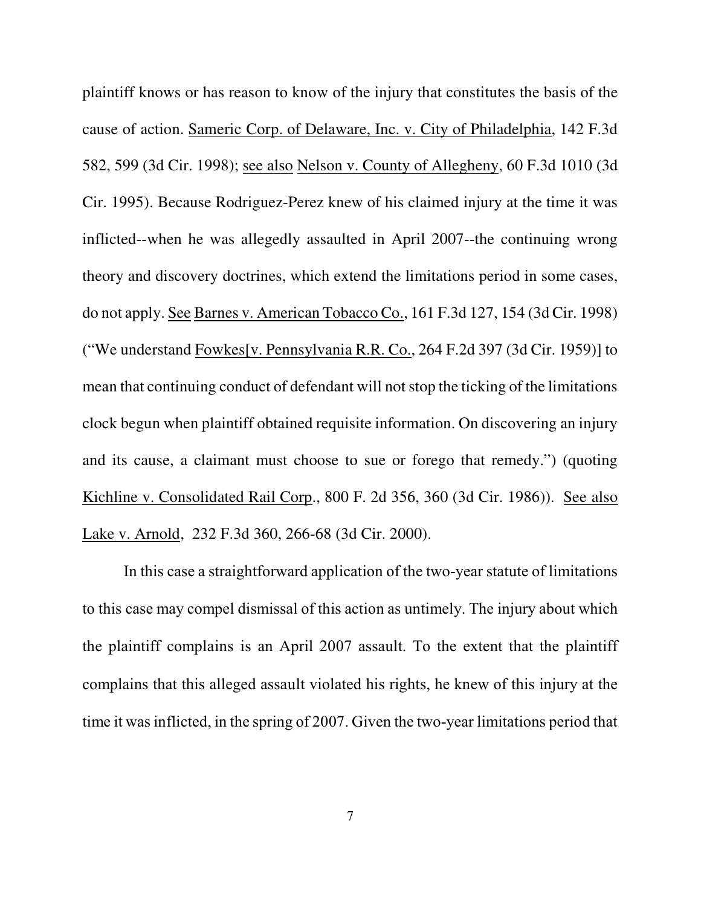plaintiff knows or has reason to know of the injury that constitutes the basis of the cause of action. Sameric Corp. of Delaware, Inc. v. City of Philadelphia, 142 F.3d 582, 599 (3d Cir. 1998); see also Nelson v. County of Allegheny, 60 F.3d 1010 (3d Cir. 1995). Because Rodriguez-Perez knew of his claimed injury at the time it was inflicted--when he was allegedly assaulted in April 2007--the continuing wrong theory and discovery doctrines, which extend the limitations period in some cases, do not apply. See Barnes v. American Tobacco Co., 161 F.3d 127, 154 (3d Cir. 1998) ("We understand Fowkes[v. Pennsylvania R.R. Co., 264 F.2d 397 (3d Cir. 1959)] to mean that continuing conduct of defendant will not stop the ticking of the limitations clock begun when plaintiff obtained requisite information. On discovering an injury and its cause, a claimant must choose to sue or forego that remedy.") (quoting Kichline v. Consolidated Rail Corp., 800 F. 2d 356, 360 (3d Cir. 1986)). See also Lake v. Arnold, 232 F.3d 360, 266-68 (3d Cir. 2000).

In this case a straightforward application of the two-year statute of limitations to this case may compel dismissal of this action as untimely. The injury about which the plaintiff complains is an April 2007 assault. To the extent that the plaintiff complains that this alleged assault violated his rights, he knew of this injury at the time it was inflicted, in the spring of 2007. Given the two-year limitations period that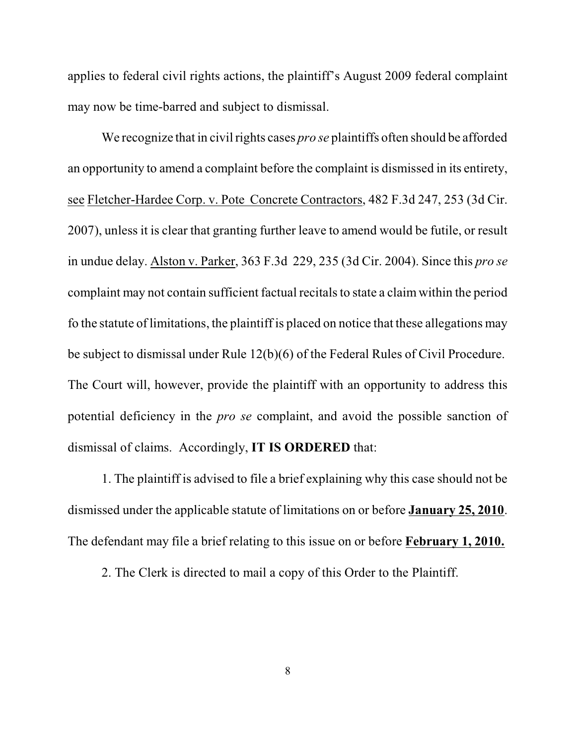applies to federal civil rights actions, the plaintiff's August 2009 federal complaint may now be time-barred and subject to dismissal.

We recognize that in civil rights cases *pro se* plaintiffs often should be afforded an opportunity to amend a complaint before the complaint is dismissed in its entirety, see Fletcher-Hardee Corp. v. Pote Concrete Contractors, 482 F.3d 247, 253 (3d Cir. 2007), unless it is clear that granting further leave to amend would be futile, or result in undue delay. Alston v. Parker, 363 F.3d 229, 235 (3d Cir. 2004). Since this *pro se* complaint may not contain sufficient factual recitals to state a claim within the period fo the statute of limitations, the plaintiff is placed on notice that these allegations may be subject to dismissal under Rule 12(b)(6) of the Federal Rules of Civil Procedure. The Court will, however, provide the plaintiff with an opportunity to address this potential deficiency in the *pro se* complaint, and avoid the possible sanction of dismissal of claims. Accordingly, **IT IS ORDERED** that:

1. The plaintiff is advised to file a brief explaining why this case should not be dismissed under the applicable statute of limitations on or before **January 25, 2010**. The defendant may file a brief relating to this issue on or before **February 1, 2010.**

2. The Clerk is directed to mail a copy of this Order to the Plaintiff.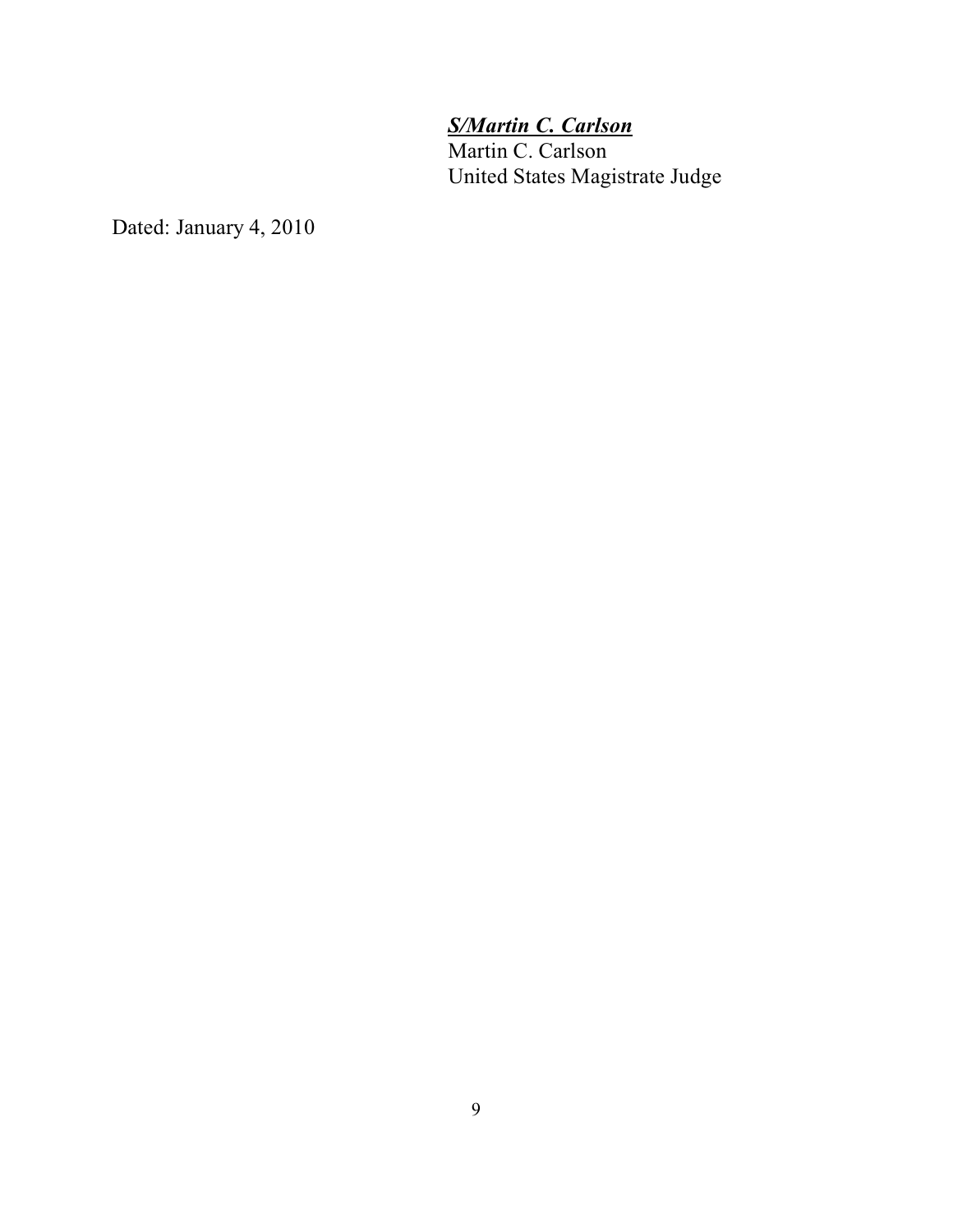***S/Martin C. Carlson***
Martin C. Carlson
United States Magistrate Judge

Dated: January 4, 2010